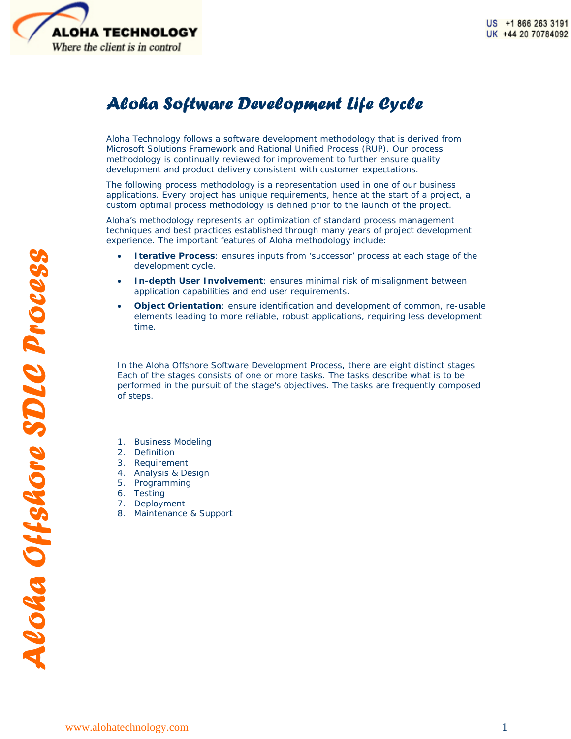# Aloha Software Development Life Cycle

Aloha Technology follows a software development methodology that is derived from Microsoft Solutions Framework and Rational Unified Process (RUP). Our process methodology is continually reviewed for improvement to further ensure quality development and product delivery consistent with customer expectations.

The following process methodology is a representation used in one of our business applications. Every project has unique requirements, hence at the start of a project, a custom optimal process methodology is defined prior to the launch of the project.

Aloha's methodology represents an optimization of standard process management techniques and best practices established through many years of project development experience. The important features of Aloha methodology include:

- **Iterative Process**: ensures inputs from 'successor' process at each stage of the development cycle.
- **In-depth User Involvement**: ensures minimal risk of misalignment between application capabilities and end user requirements.
- **Object Orientation**: ensure identification and development of common, re-usable elements leading to more reliable, robust applications, requiring less development time.

In the Aloha Offshore Software Development Process, there are eight distinct stages. Each of the stages consists of one or more tasks. The tasks describe what is to be performed in the pursuit of the stage's objectives. The tasks are frequently composed of steps.

1. Business Modeling
2. Definition
3. Requirement
4. Analysis & Design
5. Programming
6. Testing
7. Deployment
8. Maintenance & Support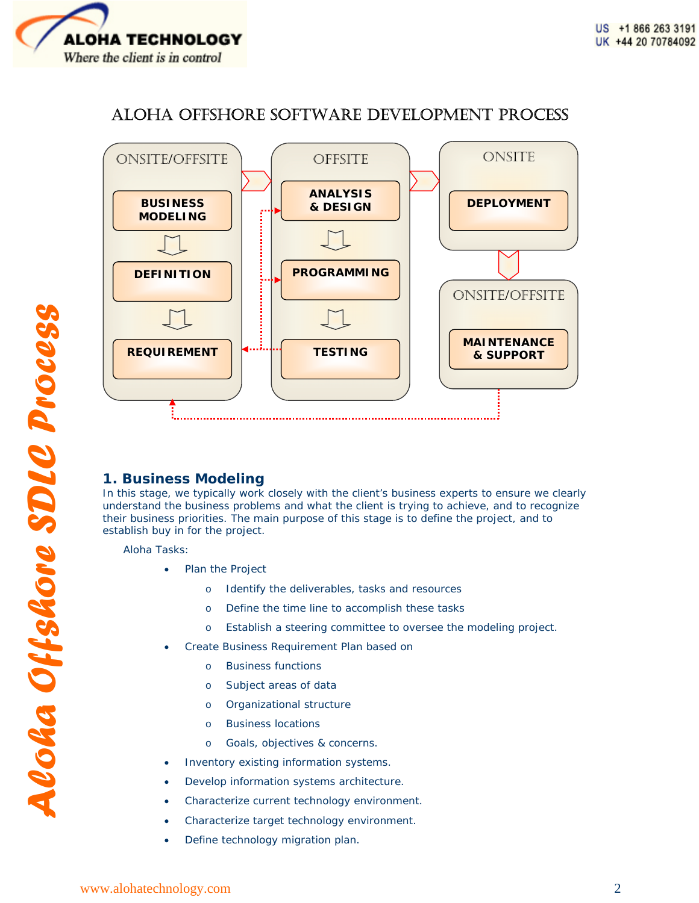# ALOHA OFFSHORE SOFTWARE DEVELOPMENT PROCESS

ONSITE/OFFSITE

BUSINESS MODELING

DEFINITION

REQUIREMENT

OFFSITE

ANALYSIS & DESIGN

PROGRAMMING

TESTING

ONSITE

DEPLOYMENT

ONSITE/OFFSITE

MAINTENANCE & SUPPORT

## 1. Business Modeling

In this stage, we typically work closely with the client's business experts to ensure we clearly understand the business problems and what the client is trying to achieve, and to recognize their business priorities. The main purpose of this stage is to define the project, and to establish buy in for the project.

Aloha Tasks:

- Plan the Project
  - Identify the deliverables, tasks and resources
  - Define the time line to accomplish these tasks
  - Establish a steering committee to oversee the modeling project.
- Create Business Requirement Plan based on
  - Business functions
  - Subject areas of data
  - Organizational structure
  - Business locations
  - Goals, objectives & concerns.
- Inventory existing information systems.
- Develop information systems architecture.
- Characterize current technology environment.
- Characterize target technology environment.
- Define technology migration plan.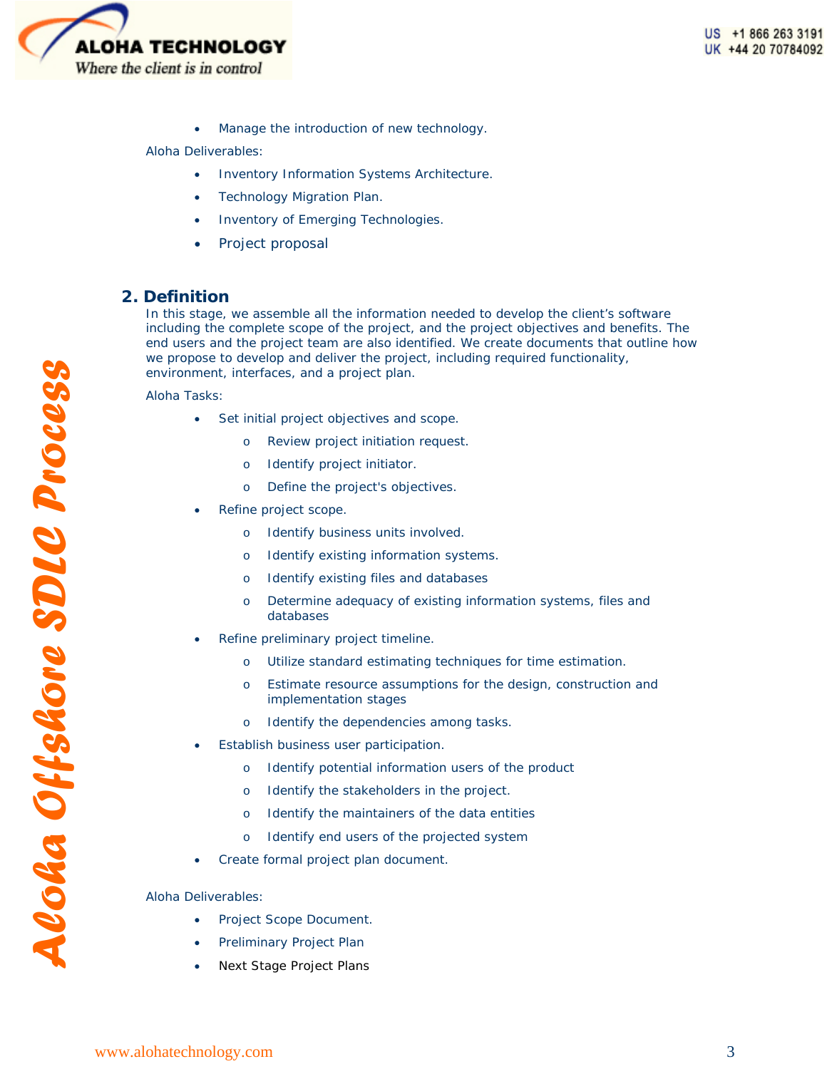- Manage the introduction of new technology.

Aloha Deliverables:

- Inventory Information Systems Architecture.
- Technology Migration Plan.
- Inventory of Emerging Technologies.
- Project proposal

## 2. Definition

In this stage, we assemble all the information needed to develop the client's software including the complete scope of the project, and the project objectives and benefits. The end users and the project team are also identified. We create documents that outline how we propose to develop and deliver the project, including required functionality, environment, interfaces, and a project plan.

Aloha Tasks:

- Set initial project objectives and scope.
  - Review project initiation request.
  - Identify project initiator.
  - Define the project's objectives.
- Refine project scope.
  - Identify business units involved.
  - Identify existing information systems.
  - Identify existing files and databases
  - Determine adequacy of existing information systems, files and databases
- Refine preliminary project timeline.
  - Utilize standard estimating techniques for time estimation.
  - Estimate resource assumptions for the design, construction and implementation stages
  - Identify the dependencies among tasks.
- Establish business user participation.
  - Identify potential information users of the product
  - Identify the stakeholders in the project.
  - Identify the maintainers of the data entities
  - Identify end users of the projected system
- Create formal project plan document.

Aloha Deliverables:

- Project Scope Document.
- Preliminary Project Plan
- Next Stage Project Plans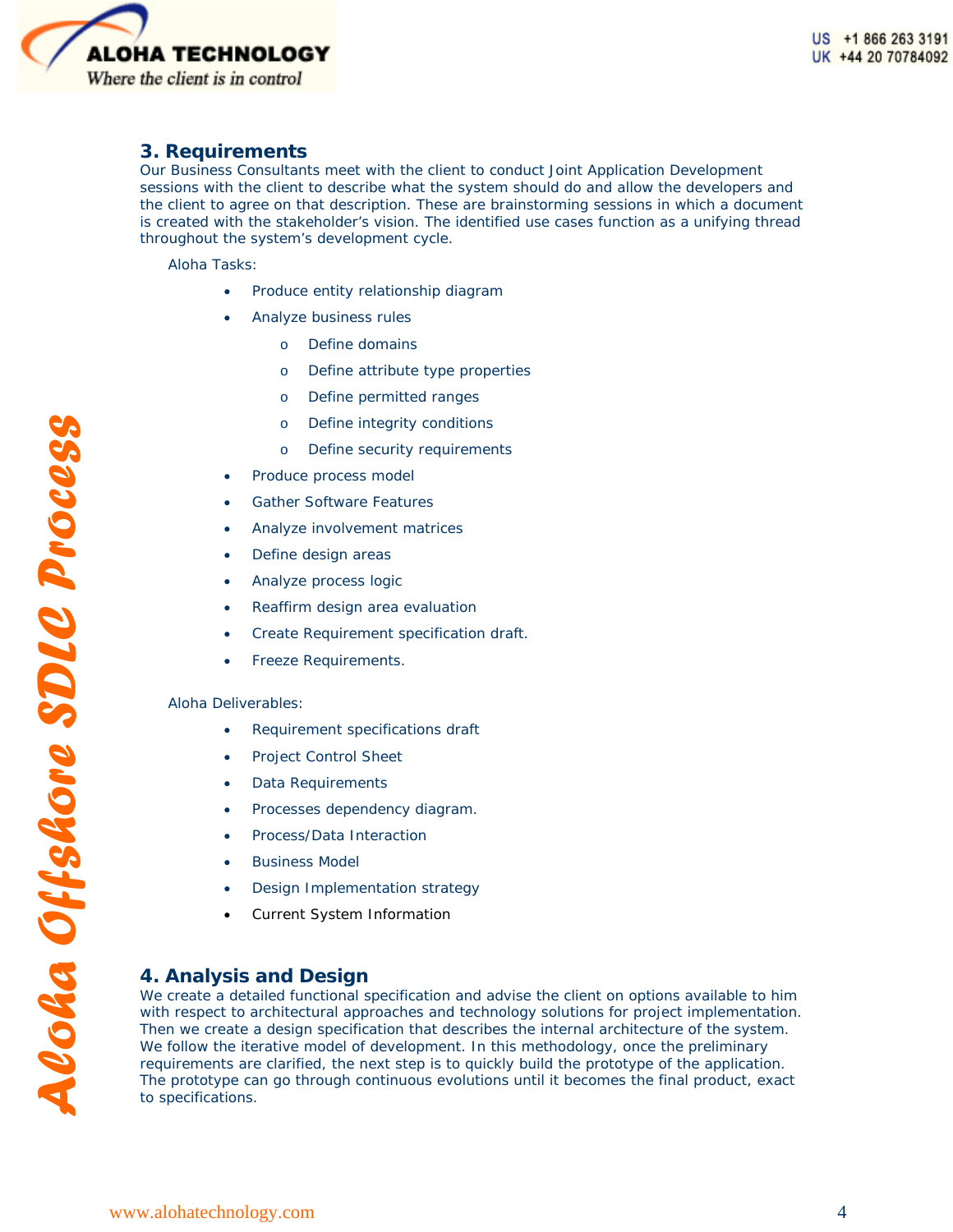## 3. Requirements

Our Business Consultants meet with the client to conduct Joint Application Development sessions with the client to describe what the system should do and allow the developers and the client to agree on that description. These are brainstorming sessions in which a document is created with the stakeholder's vision. The identified use cases function as a unifying thread throughout the system's development cycle.

Aloha Tasks:

- Produce entity relationship diagram
- Analyze business rules
  - Define domains
  - Define attribute type properties
  - Define permitted ranges
  - Define integrity conditions
  - Define security requirements
- Produce process model
- Gather Software Features
- Analyze involvement matrices
- Define design areas
- Analyze process logic
- Reaffirm design area evaluation
- Create Requirement specification draft.
- Freeze Requirements.

Aloha Deliverables:

- Requirement specifications draft
- Project Control Sheet
- Data Requirements
- Processes dependency diagram.
- Process/Data Interaction
- Business Model
- Design Implementation strategy
- Current System Information

## 4. Analysis and Design

We create a detailed functional specification and advise the client on options available to him with respect to architectural approaches and technology solutions for project implementation. Then we create a design specification that describes the internal architecture of the system. We follow the iterative model of development. In this methodology, once the preliminary requirements are clarified, the next step is to quickly build the prototype of the application. The prototype can go through continuous evolutions until it becomes the final product, exact to specifications.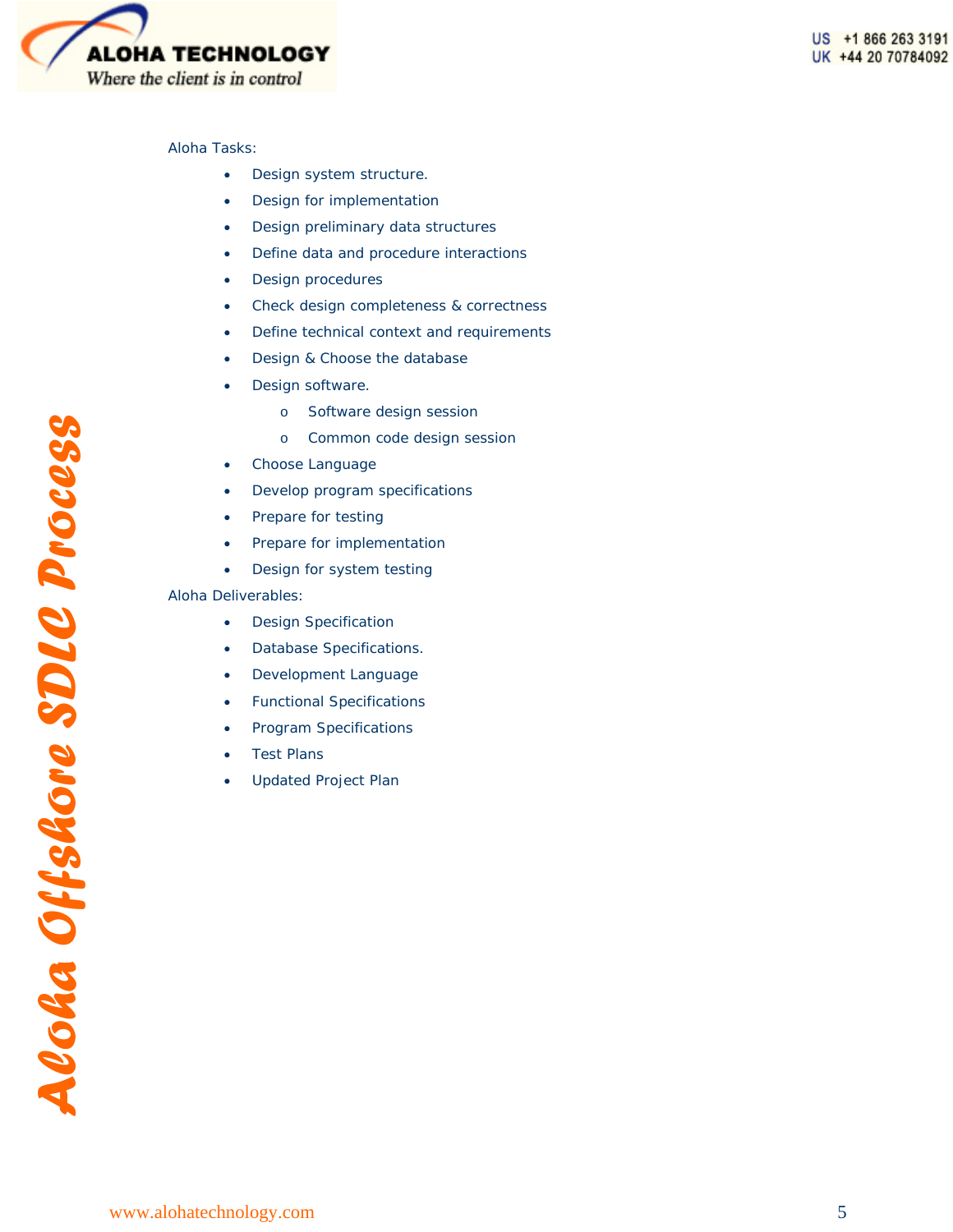Aloha Tasks:

- Design system structure.
- Design for implementation
- Design preliminary data structures
- Define data and procedure interactions
- Design procedures
- Check design completeness & correctness
- Define technical context and requirements
- Design & Choose the database
- Design software.
  - Software design session
  - Common code design session
- Choose Language
- Develop program specifications
- Prepare for testing
- Prepare for implementation
- Design for system testing

Aloha Deliverables:

- Design Specification
- Database Specifications.
- Development Language
- Functional Specifications
- Program Specifications
- Test Plans
- Updated Project Plan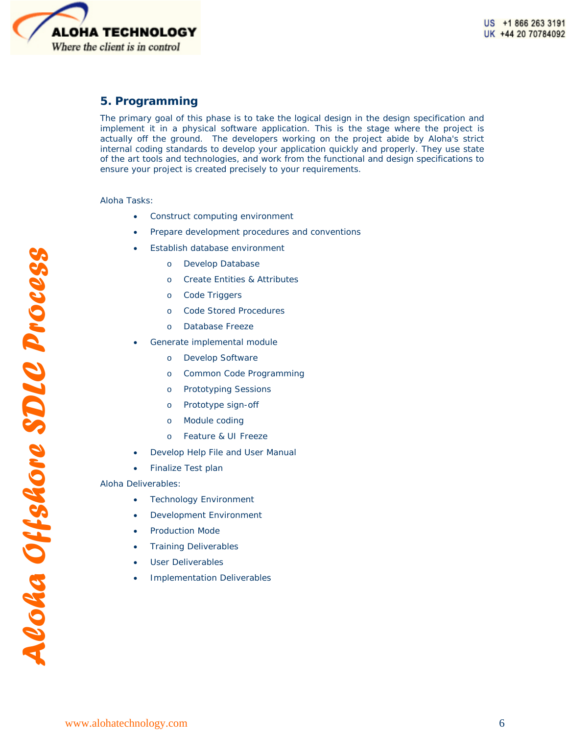## 5. Programming

The primary goal of this phase is to take the logical design in the design specification and implement it in a physical software application. This is the stage where the project is actually off the ground. The developers working on the project abide by Aloha's strict internal coding standards to develop your application quickly and properly. They use state of the art tools and technologies, and work from the functional and design specifications to ensure your project is created precisely to your requirements.

Aloha Tasks:

- Construct computing environment
- Prepare development procedures and conventions
- Establish database environment
  - Develop Database
  - Create Entities & Attributes
  - Code Triggers
  - Code Stored Procedures
  - Database Freeze
- Generate implemental module
  - Develop Software
  - Common Code Programming
  - Prototyping Sessions
  - Prototype sign-off
  - Module coding
  - Feature & UI Freeze
- Develop Help File and User Manual
- Finalize Test plan

Aloha Deliverables:

- Technology Environment
- Development Environment
- Production Mode
- Training Deliverables
- User Deliverables
- Implementation Deliverables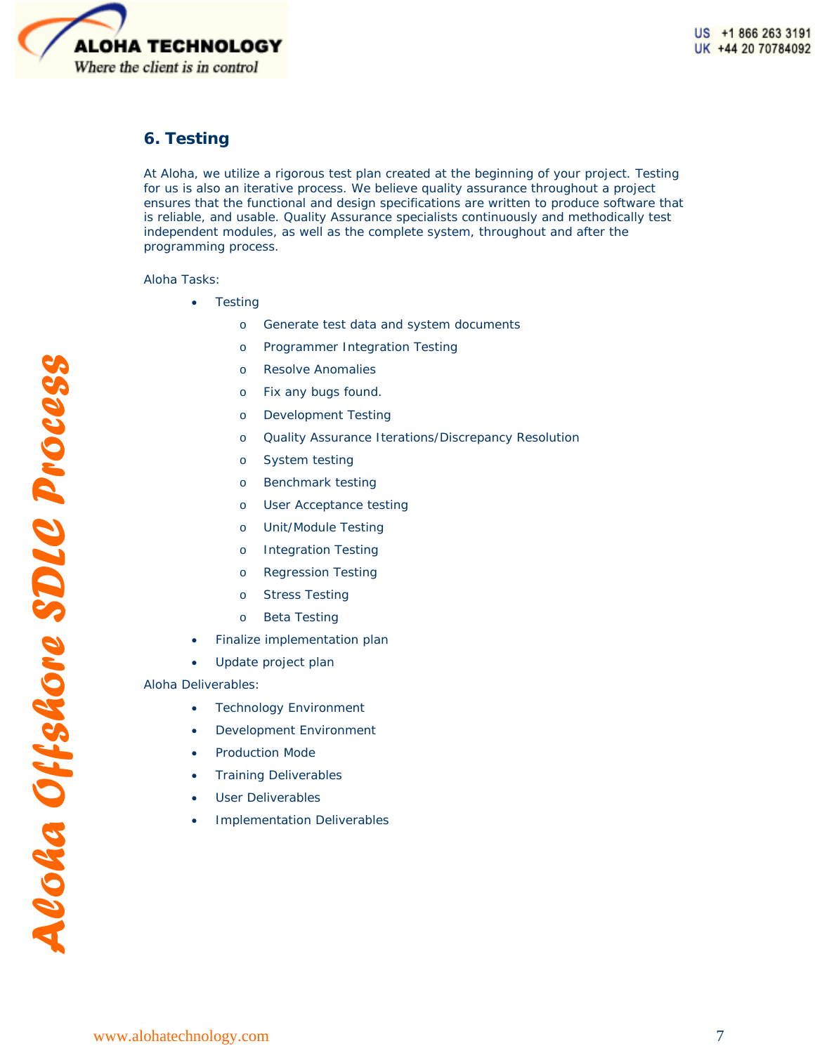## 6. Testing

At Aloha, we utilize a rigorous test plan created at the beginning of your project. Testing for us is also an iterative process. We believe quality assurance throughout a project ensures that the functional and design specifications are written to produce software that is reliable, and usable. Quality Assurance specialists continuously and methodically test independent modules, as well as the complete system, throughout and after the programming process.

Aloha Tasks:

- Testing
  - Generate test data and system documents
  - Programmer Integration Testing
  - Resolve Anomalies
  - Fix any bugs found.
  - Development Testing
  - Quality Assurance Iterations/Discrepancy Resolution
  - System testing
  - Benchmark testing
  - User Acceptance testing
  - Unit/Module Testing
  - Integration Testing
  - Regression Testing
  - Stress Testing
  - Beta Testing
- Finalize implementation plan
- Update project plan

Aloha Deliverables:

- Technology Environment
- Development Environment
- Production Mode
- Training Deliverables
- User Deliverables
- Implementation Deliverables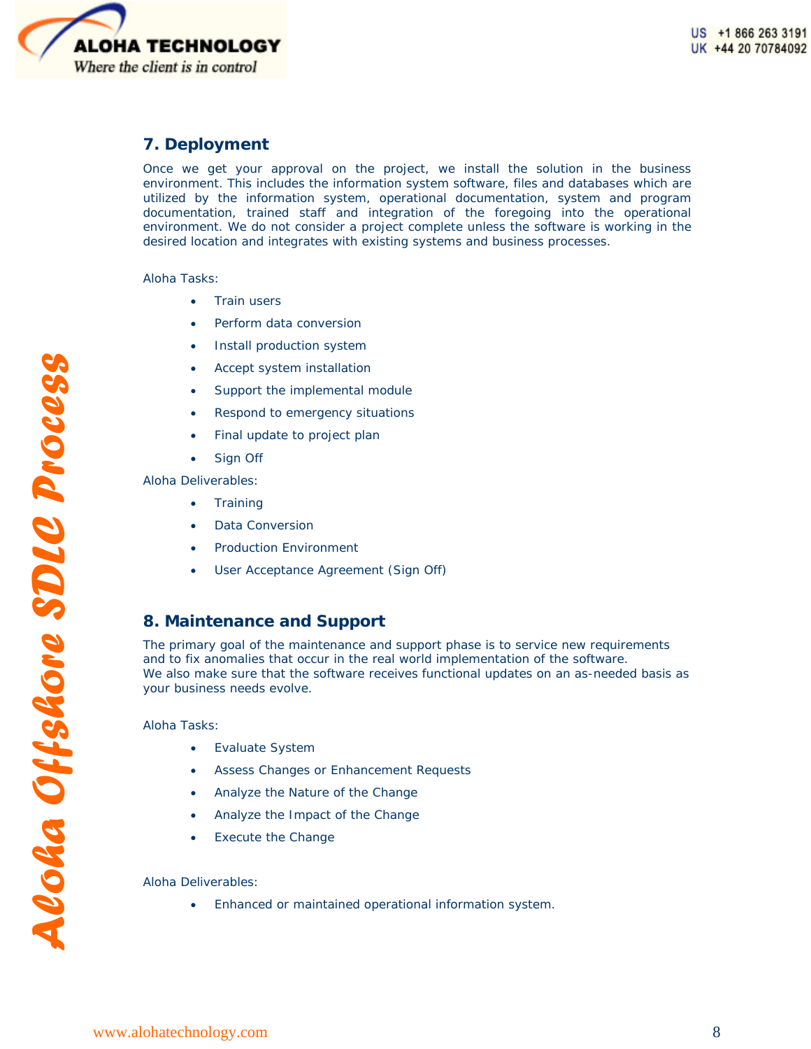## 7. Deployment

Once we get your approval on the project, we install the solution in the business environment. This includes the information system software, files and databases which are utilized by the information system, operational documentation, system and program documentation, trained staff and integration of the foregoing into the operational environment. We do not consider a project complete unless the software is working in the desired location and integrates with existing systems and business processes.

Aloha Tasks:

- Train users
- Perform data conversion
- Install production system
- Accept system installation
- Support the implemental module
- Respond to emergency situations
- Final update to project plan
- Sign Off

Aloha Deliverables:

- Training
- Data Conversion
- Production Environment
- User Acceptance Agreement (Sign Off)

## 8. Maintenance and Support

The primary goal of the maintenance and support phase is to service new requirements and to fix anomalies that occur in the real world implementation of the software.
We also make sure that the software receives functional updates on an as-needed basis as your business needs evolve.

Aloha Tasks:

- Evaluate System
- Assess Changes or Enhancement Requests
- Analyze the Nature of the Change
- Analyze the Impact of the Change
- Execute the Change

Aloha Deliverables:

- Enhanced or maintained operational information system.